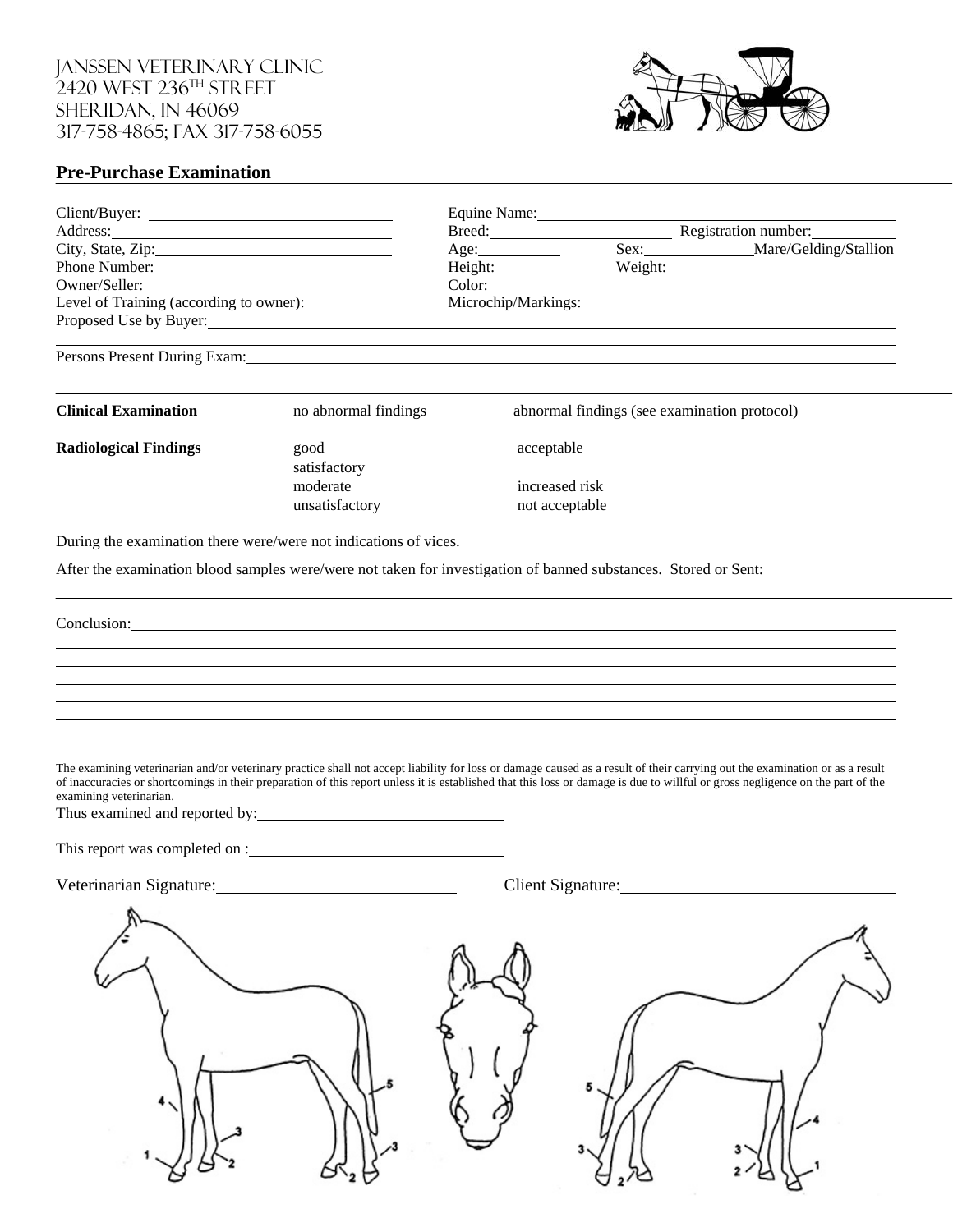JANSSEN VETERINARY CLINIC
2420 WEST 236TH STREET
SHERIDAN, IN 46069
317-758-4865; FAX 317-758-6055

## Pre-Purchase Examination

Client/Buyer: \_\_\_\_\_\_\_\_\_\_\_\_\_\_\_\_\_\_\_\_
Address: \_\_\_\_\_\_\_\_\_\_\_\_\_\_\_\_\_\_\_\_
City, State, Zip: \_\_\_\_\_\_\_\_\_\_\_\_\_\_\_\_\_\_\_\_
Phone Number: \_\_\_\_\_\_\_\_\_\_\_\_\_\_\_\_\_\_\_\_
Owner/Seller: \_\_\_\_\_\_\_\_\_\_\_\_\_\_\_\_\_\_\_\_
Level of Training (according to owner): \_\_\_\_\_\_\_\_\_\_
Proposed Use by Buyer: \_\_\_\_\_\_\_\_\_\_\_\_\_\_\_\_\_\_\_\_

Equine Name: \_\_\_\_\_\_\_\_\_\_\_\_\_\_\_\_\_\_\_\_
Breed: \_\_\_\_\_\_\_\_\_\_\_\_ Registration number: \_\_\_\_\_\_\_\_\_\_
Age: \_\_\_\_\_\_\_\_ Sex: \_\_\_\_\_\_\_\_ Mare/Gelding/Stallion
Height: \_\_\_\_\_\_\_\_ Weight: \_\_\_\_\_\_\_\_
Color: \_\_\_\_\_\_\_\_\_\_\_\_\_\_\_\_\_\_\_\_
Microchip/Markings: \_\_\_\_\_\_\_\_\_\_\_\_\_\_\_\_\_\_\_\_

Persons Present During Exam: \_\_\_\_\_\_\_\_\_\_\_\_\_\_\_\_\_\_\_\_

| | | |
|---|---|---|
| **Clinical Examination** | no abnormal findings | abnormal findings (see examination protocol) |
| **Radiological Findings** | good | acceptable |
| | satisfactory | |
| | moderate | increased risk |
| | unsatisfactory | not acceptable |

During the examination there were/were not indications of vices.

After the examination blood samples were/were not taken for investigation of banned substances. Stored or Sent: \_\_\_\_\_\_\_\_\_\_

Conclusion: \_\_\_\_\_\_\_\_\_\_\_\_\_\_\_\_\_\_\_\_

The examining veterinarian and/or veterinary practice shall not accept liability for loss or damage caused as a result of their carrying out the examination or as a result of inaccuracies or shortcomings in their preparation of this report unless it is established that this loss or damage is due to willful or gross negligence on the part of the examining veterinarian.

Thus examined and reported by: \_\_\_\_\_\_\_\_\_\_\_\_\_\_\_\_\_\_\_\_

This report was completed on : \_\_\_\_\_\_\_\_\_\_\_\_\_\_\_\_\_\_\_\_

Veterinarian Signature: \_\_\_\_\_\_\_\_\_\_\_\_\_\_\_\_\_\_\_\_ Client Signature: \_\_\_\_\_\_\_\_\_\_\_\_\_\_\_\_\_\_\_\_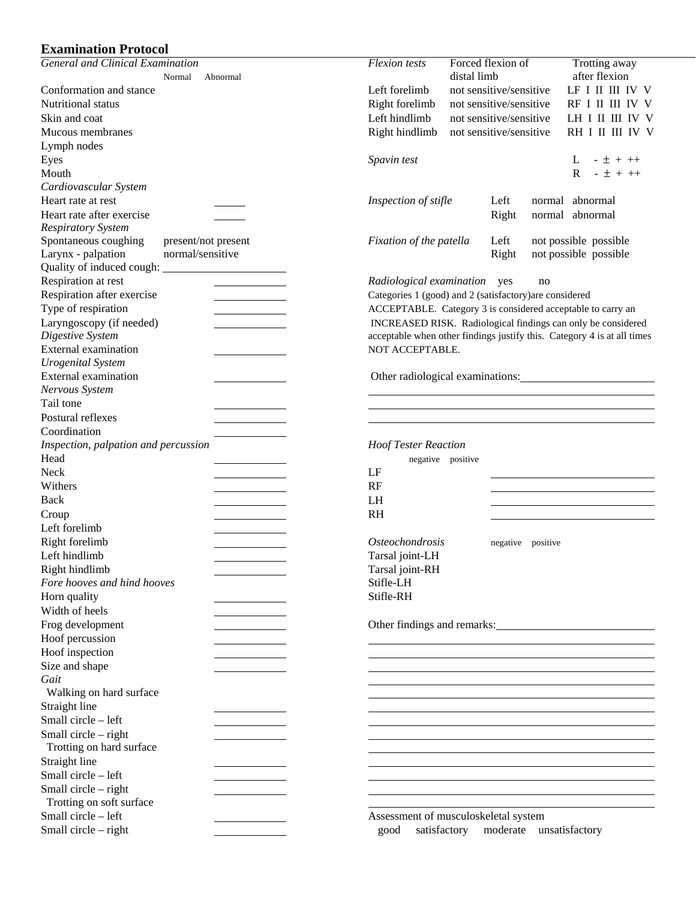## Examination Protocol

*General and Clinical Examination*

| | Normal | Abnormal |
|---|---|---|
| Conformation and stance | | |
| Nutritional status | | |
| Skin and coat | | |
| Mucous membranes | | |
| Lymph nodes | | |
| Eyes | | |
| Mouth | | |

*Cardiovascular System*

Heart rate at rest ______

Heart rate after exercise ______

*Respiratory System*

Spontaneous coughing present/not present

Larynx - palpation normal/sensitive

Quality of induced cough: ______________

Respiration at rest ______________

Respiration after exercise ______________

Type of respiration ______________

Laryngoscopy (if needed) ______________

*Digestive System*

External examination ______________

*Urogenital System*

External examination ______________

*Nervous System*

Tail tone ______________

Postural reflexes ______________

Coordination ______________

*Inspection, palpation and percussion*

Head ______________

Neck ______________

Withers ______________

Back ______________

Croup ______________

Left forelimb ______________

Right forelimb ______________

Left hindlimb ______________

Right hindlimb ______________

*Fore hooves and hind hooves*

Horn quality ______________

Width of heels ______________

Frog development ______________

Hoof percussion ______________

Hoof inspection ______________

Size and shape ______________

*Gait*

Walking on hard surface

Straight line ______________

Small circle – left ______________

Small circle – right ______________

Trotting on hard surface

Straight line ______________

Small circle – left ______________

Small circle – right ______________

Trotting on soft surface

Small circle – left ______________

Small circle – right ______________

| *Flexion tests* | Forced flexion of distal limb | Trotting away after flexion |
|---|---|---|
| Left forelimb | not sensitive/sensitive | LF I II III IV V |
| Right forelimb | not sensitive/sensitive | RF I II III IV V |
| Left hindlimb | not sensitive/sensitive | LH I II III IV V |
| Right hindlimb | not sensitive/sensitive | RH I II III IV V |

*Spavin test*

L - ± + ++

R - ± + ++

*Inspection of stifle*

Left normal abnormal

Right normal abnormal

*Fixation of the patella*

Left not possible possible

Right not possible possible

*Radiological examination* yes no

Categories 1 (good) and 2 (satisfactory) are considered ACCEPTABLE. Category 3 is considered acceptable to carry an INCREASED RISK. Radiological findings can only be considered acceptable when other findings justify this. Category 4 is at all times NOT ACCEPTABLE.

Other radiological examinations: ______________

*Hoof Tester Reaction*

| | negative | positive | |
|---|---|---|---|
| LF | | | ______________ |
| RF | | | ______________ |
| LH | | | ______________ |
| RH | | | ______________ |

*Osteochondrosis*

| | negative | positive |
|---|---|---|
| Tarsal joint-LH | | |
| Tarsal joint-RH | | |
| Stifle-LH | | |
| Stifle-RH | | |

Other findings and remarks: ______________

Assessment of musculoskeletal system

good satisfactory moderate unsatisfactory